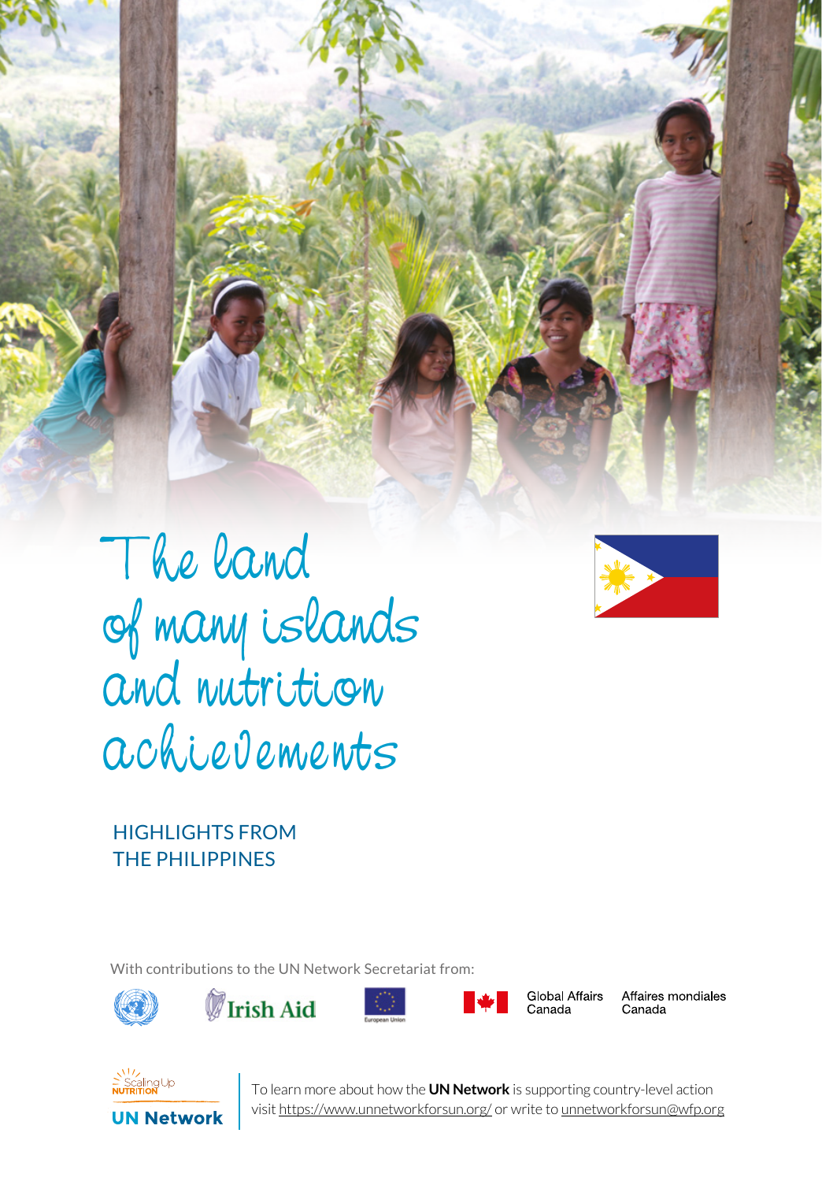# The land of many islands and nutrition achievements

## HIGHLIGHTS FROM THE PHILIPPINES

With contributions to the UN Network Secretariat from:

Irish Aid

European Union

Global Affairs Canada | Affaires mondiales Canada

Scaling Up Nutrition

UN Network

To learn more about how the **UN Network** is supporting country-level action visit https://www.unnetworkforsun.org/ or write to unnetworkforsun@wfp.org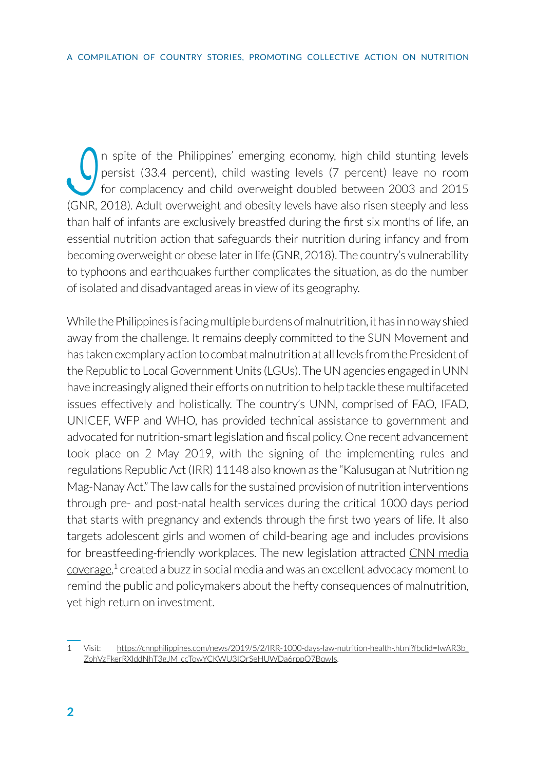In spite of the Philippines' emerging economy, high child stunting levels persist (33.4 percent), child wasting levels (7 percent) leave no room for complacency and child overweight doubled between 2003 and 2015 (GNR, 2018). Adult overweight and obesity levels have also risen steeply and less than half of infants are exclusively breastfed during the first six months of life, an essential nutrition action that safeguards their nutrition during infancy and from becoming overweight or obese later in life (GNR, 2018). The country's vulnerability to typhoons and earthquakes further complicates the situation, as do the number of isolated and disadvantaged areas in view of its geography.

While the Philippines is facing multiple burdens of malnutrition, it has in no way shied away from the challenge. It remains deeply committed to the SUN Movement and has taken exemplary action to combat malnutrition at all levels from the President of the Republic to Local Government Units (LGUs). The UN agencies engaged in UNN have increasingly aligned their efforts on nutrition to help tackle these multifaceted issues effectively and holistically. The country's UNN, comprised of FAO, IFAD, UNICEF, WFP and WHO, has provided technical assistance to government and advocated for nutrition-smart legislation and fiscal policy. One recent advancement took place on 2 May 2019, with the signing of the implementing rules and regulations Republic Act (IRR) 11148 also known as the "Kalusugan at Nutrition ng Mag-Nanay Act." The law calls for the sustained provision of nutrition interventions through pre- and post-natal health services during the critical 1000 days period that starts with pregnancy and extends through the first two years of life. It also targets adolescent girls and women of child-bearing age and includes provisions for breastfeeding-friendly workplaces. The new legislation attracted CNN media coverage,[1] created a buzz in social media and was an excellent advocacy moment to remind the public and policymakers about the hefty consequences of malnutrition, yet high return on investment.

---

1 Visit: https://cnnphilippines.com/news/2019/5/2/IRR-1000-days-law-nutrition-health-.html?fbclid=IwAR3b_ZohVzFkerRXlddNhT3gJM_ccTowYCKWU3IOrSeHUWDa6rppQ7Bqwls.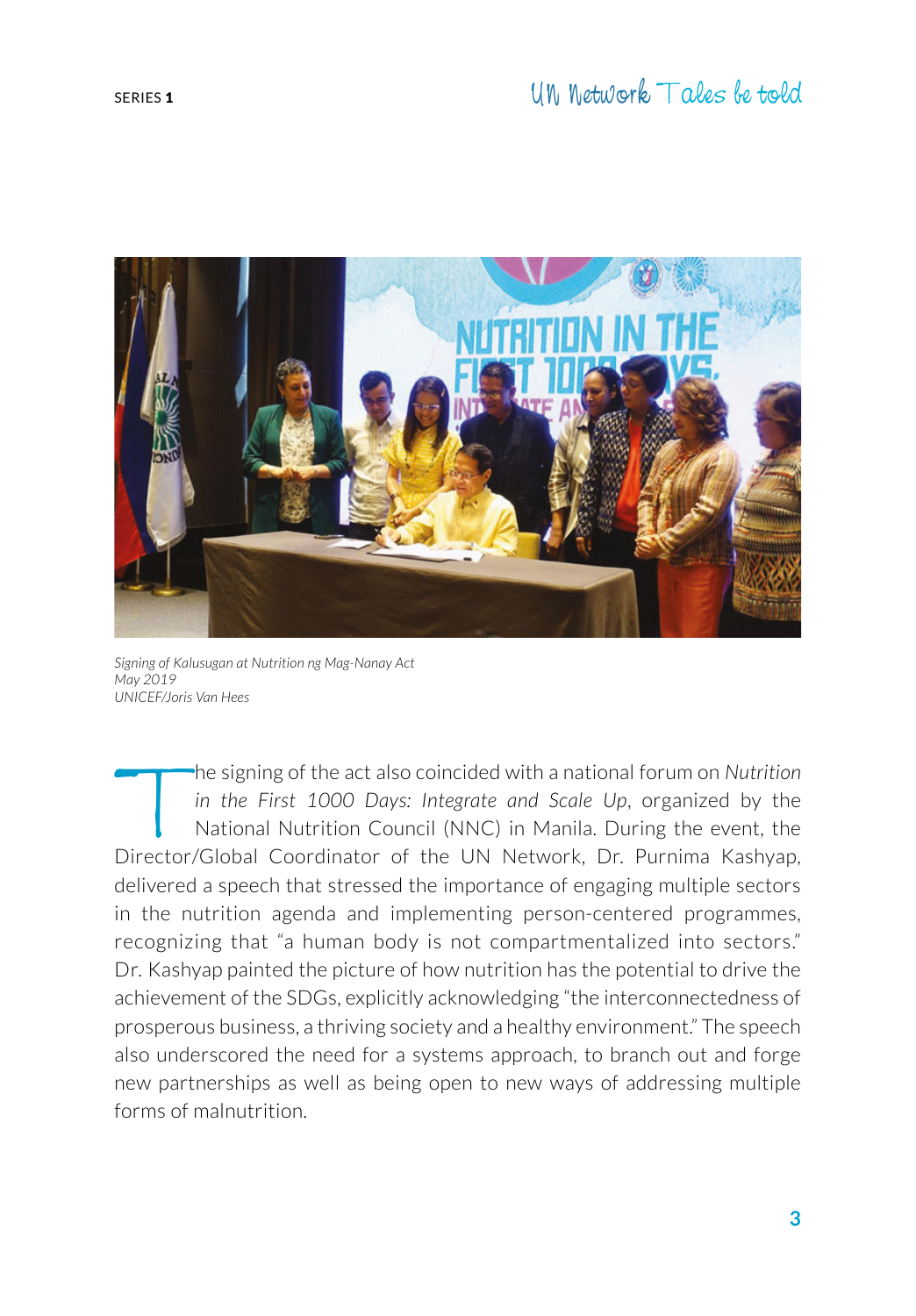*Signing of Kalusugan at Nutrition ng Mag-Nanay Act*
*May 2019*
*UNICEF/Joris Van Hees*

The signing of the act also coincided with a national forum on *Nutrition in the First 1000 Days: Integrate and Scale Up*, organized by the National Nutrition Council (NNC) in Manila. During the event, the Director/Global Coordinator of the UN Network, Dr. Purnima Kashyap, delivered a speech that stressed the importance of engaging multiple sectors in the nutrition agenda and implementing person-centered programmes, recognizing that "a human body is not compartmentalized into sectors." Dr. Kashyap painted the picture of how nutrition has the potential to drive the achievement of the SDGs, explicitly acknowledging "the interconnectedness of prosperous business, a thriving society and a healthy environment." The speech also underscored the need for a systems approach, to branch out and forge new partnerships as well as being open to new ways of addressing multiple forms of malnutrition.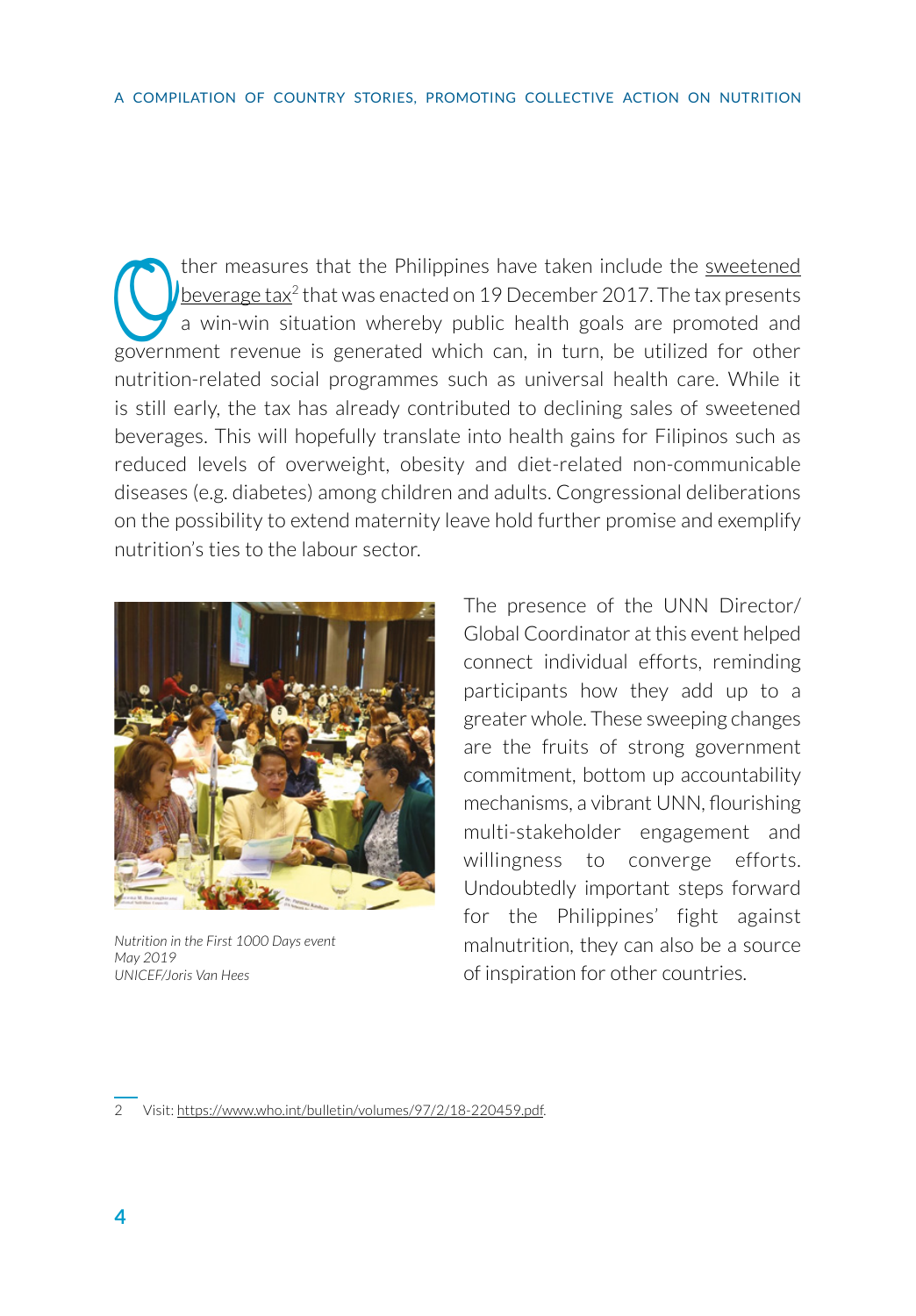Other measures that the Philippines have taken include the sweetened beverage tax[2] that was enacted on 19 December 2017. The tax presents a win-win situation whereby public health goals are promoted and government revenue is generated which can, in turn, be utilized for other nutrition-related social programmes such as universal health care. While it is still early, the tax has already contributed to declining sales of sweetened beverages. This will hopefully translate into health gains for Filipinos such as reduced levels of overweight, obesity and diet-related non-communicable diseases (e.g. diabetes) among children and adults. Congressional deliberations on the possibility to extend maternity leave hold further promise and exemplify nutrition's ties to the labour sector.

*Nutrition in the First 1000 Days event*
*May 2019*
*UNICEF/Joris Van Hees*

The presence of the UNN Director/Global Coordinator at this event helped connect individual efforts, reminding participants how they add up to a greater whole. These sweeping changes are the fruits of strong government commitment, bottom up accountability mechanisms, a vibrant UNN, flourishing multi-stakeholder engagement and willingness to converge efforts. Undoubtedly important steps forward for the Philippines' fight against malnutrition, they can also be a source of inspiration for other countries.

---

2 Visit: https://www.who.int/bulletin/volumes/97/2/18-220459.pdf.